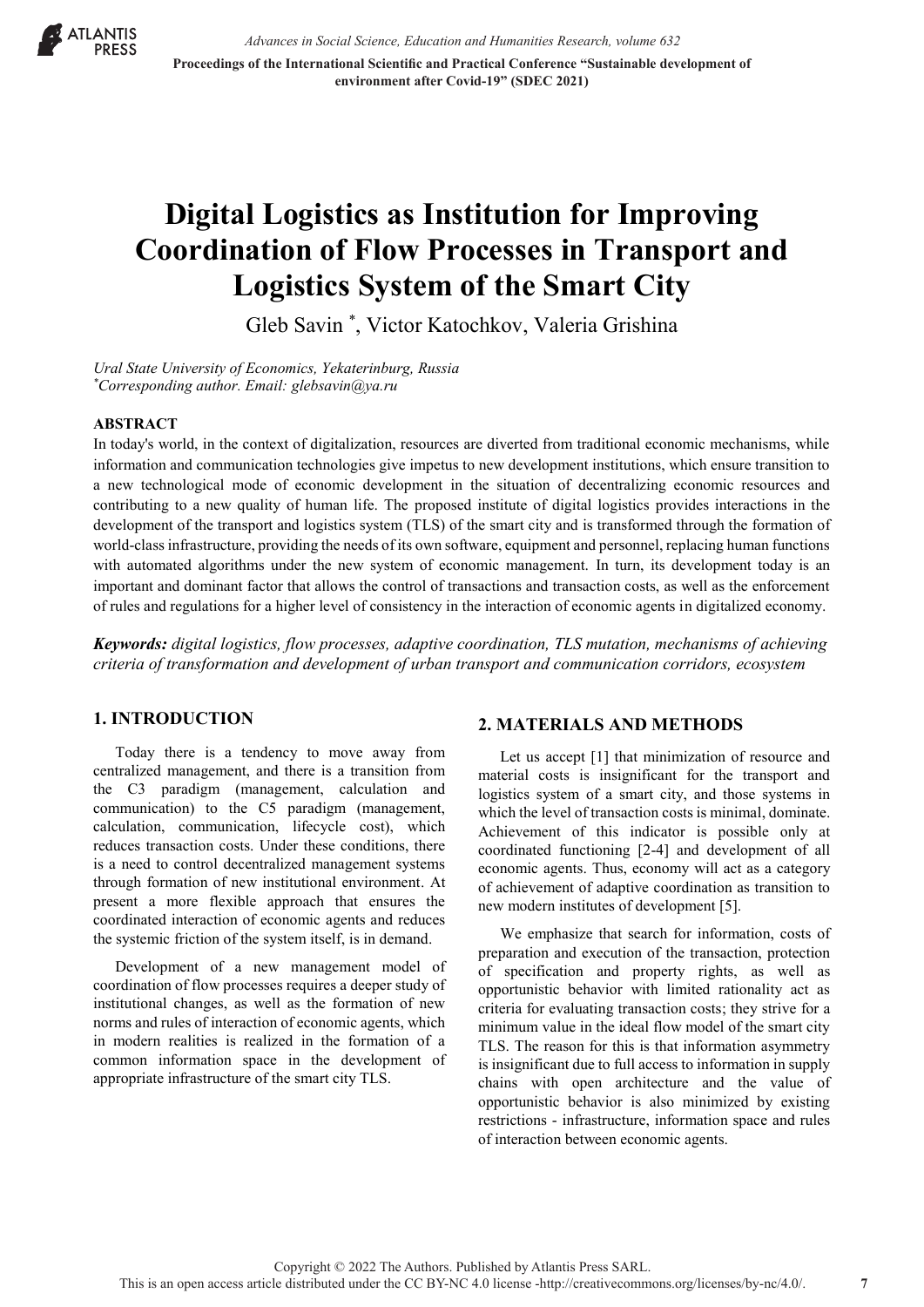# Digital Logistics as Institution for Improving Coordination of Flow Processes in Transport and Logistics System of the Smart City

Gleb Savin [*], Victor Katochkov, Valeria Grishina

*Ural State University of Economics, Yekaterinburg, Russia*
[*]*Corresponding author. Email: glebsavin@ya.ru*

## ABSTRACT

In today's world, in the context of digitalization, resources are diverted from traditional economic mechanisms, while information and communication technologies give impetus to new development institutions, which ensure transition to a new technological mode of economic development in the situation of decentralizing economic resources and contributing to a new quality of human life. The proposed institute of digital logistics provides interactions in the development of the transport and logistics system (TLS) of the smart city and is transformed through the formation of world-class infrastructure, providing the needs of its own software, equipment and personnel, replacing human functions with automated algorithms under the new system of economic management. In turn, its development today is an important and dominant factor that allows the control of transactions and transaction costs, as well as the enforcement of rules and regulations for a higher level of consistency in the interaction of economic agents in digitalized economy.

***Keywords:*** *digital logistics, flow processes, adaptive coordination, TLS mutation, mechanisms of achieving criteria of transformation and development of urban transport and communication corridors, ecosystem*

## 1. INTRODUCTION

Today there is a tendency to move away from centralized management, and there is a transition from the C3 paradigm (management, calculation and communication) to the C5 paradigm (management, calculation, communication, lifecycle cost), which reduces transaction costs. Under these conditions, there is a need to control decentralized management systems through formation of new institutional environment. At present a more flexible approach that ensures the coordinated interaction of economic agents and reduces the systemic friction of the system itself, is in demand.

Development of a new management model of coordination of flow processes requires a deeper study of institutional changes, as well as the formation of new norms and rules of interaction of economic agents, which in modern realities is realized in the formation of a common information space in the development of appropriate infrastructure of the smart city TLS.

## 2. MATERIALS AND METHODS

Let us accept [1] that minimization of resource and material costs is insignificant for the transport and logistics system of a smart city, and those systems in which the level of transaction costs is minimal, dominate. Achievement of this indicator is possible only at coordinated functioning [2-4] and development of all economic agents. Thus, economy will act as a category of achievement of adaptive coordination as transition to new modern institutes of development [5].

We emphasize that search for information, costs of preparation and execution of the transaction, protection of specification and property rights, as well as opportunistic behavior with limited rationality act as criteria for evaluating transaction costs; they strive for a minimum value in the ideal flow model of the smart city TLS. The reason for this is that information asymmetry is insignificant due to full access to information in supply chains with open architecture and the value of opportunistic behavior is also minimized by existing restrictions - infrastructure, information space and rules of interaction between economic agents.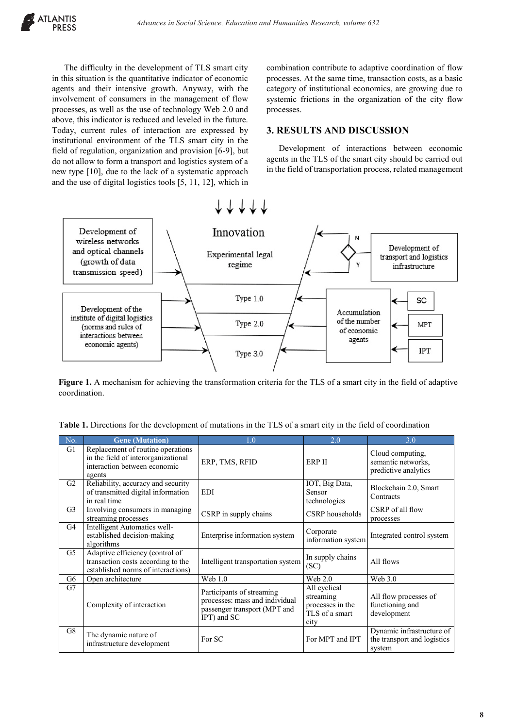The difficulty in the development of TLS smart city in this situation is the quantitative indicator of economic agents and their intensive growth. Anyway, with the involvement of consumers in the management of flow processes, as well as the use of technology Web 2.0 and above, this indicator is reduced and leveled in the future. Today, current rules of interaction are expressed by institutional environment of the TLS smart city in the field of regulation, organization and provision [6-9], but do not allow to form a transport and logistics system of a new type [10], due to the lack of a systematic approach and the use of digital logistics tools [5, 11, 12], which in combination contribute to adaptive coordination of flow processes. At the same time, transaction costs, as a basic category of institutional economics, are growing due to systemic frictions in the organization of the city flow processes.

## 3. RESULTS AND DISCUSSION

Development of interactions between economic agents in the TLS of the smart city should be carried out in the field of transportation process, related management

**Figure 1.** A mechanism for achieving the transformation criteria for the TLS of a smart city in the field of adaptive coordination.

**Table 1.** Directions for the development of mutations in the TLS of a smart city in the field of coordination

| No. | Gene (Mutation) | 1.0 | 2.0 | 3.0 |
|---|---|---|---|---|
| G1 | Replacement of routine operations in the field of interorganizational interaction between economic agents | ERP, TMS, RFID | ERP II | Cloud computing, semantic networks, predictive analytics |
| G2 | Reliability, accuracy and security of transmitted digital information in real time | EDI | IOT, Big Data, Sensor technologies | Blockchain 2.0, Smart Contracts |
| G3 | Involving consumers in managing streaming processes | CSRP in supply chains | CSRP households | CSRP of all flow processes |
| G4 | Intelligent Automatics well-established decision-making algorithms | Enterprise information system | Corporate information system | Integrated control system |
| G5 | Adaptive efficiency (control of transaction costs according to the established norms of interactions) | Intelligent transportation system | In supply chains (SC) | All flows |
| G6 | Open architecture | Web 1.0 | Web 2.0 | Web 3.0 |
| G7 | Complexity of interaction | Participants of streaming processes: mass and individual passenger transport (MPT and IPT) and SC | All cyclical streaming processes in the TLS of a smart city | All flow processes of functioning and development |
| G8 | The dynamic nature of infrastructure development | For SC | For MPT and IPT | Dynamic infrastructure of the transport and logistics system |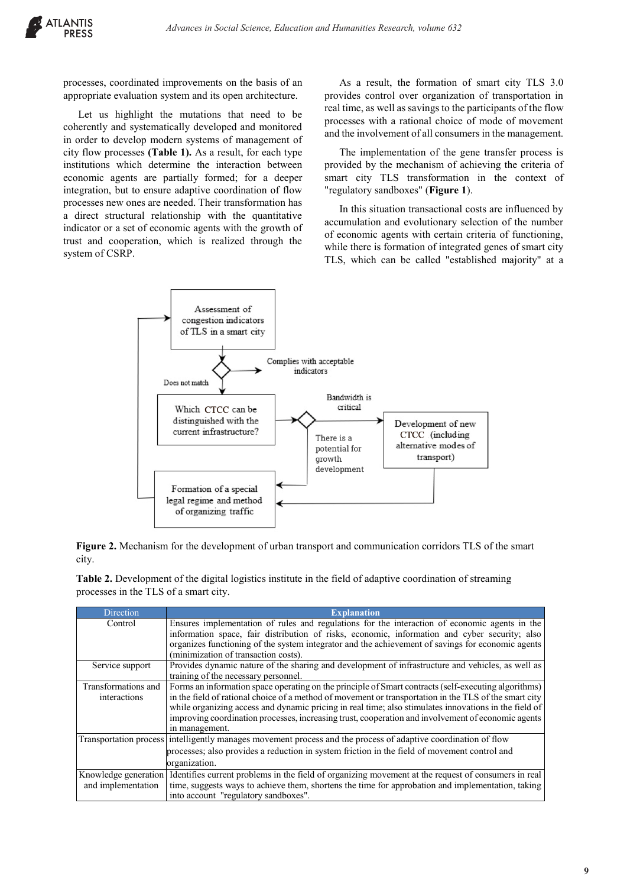processes, coordinated improvements on the basis of an appropriate evaluation system and its open architecture.

Let us highlight the mutations that need to be coherently and systematically developed and monitored in order to develop modern systems of management of city flow processes **(Table 1).** As a result, for each type institutions which determine the interaction between economic agents are partially formed; for a deeper integration, but to ensure adaptive coordination of flow processes new ones are needed. Their transformation has a direct structural relationship with the quantitative indicator or a set of economic agents with the growth of trust and cooperation, which is realized through the system of CSRP.

As a result, the formation of smart city TLS 3.0 provides control over organization of transportation in real time, as well as savings to the participants of the flow processes with a rational choice of mode of movement and the involvement of all consumers in the management.

The implementation of the gene transfer process is provided by the mechanism of achieving the criteria of smart city TLS transformation in the context of "regulatory sandboxes" (**Figure 1**).

In this situation transactional costs are influenced by accumulation and evolutionary selection of the number of economic agents with certain criteria of functioning, while there is formation of integrated genes of smart city TLS, which can be called "established majority" at a

Assessment of congestion indicators of TLS in a smart city

Complies with acceptable indicators

Does not match

Which CTCC can be distinguished with the current infrastructure?

Bandwidth is critical

There is a potential for growth development

Development of new CTCC (including alternative modes of transport)

Formation of a special legal regime and method of organizing traffic

**Figure 2.** Mechanism for the development of urban transport and communication corridors TLS of the smart city.

**Table 2.** Development of the digital logistics institute in the field of adaptive coordination of streaming processes in the TLS of a smart city.

| Direction | Explanation |
|---|---|
| Control | Ensures implementation of rules and regulations for the interaction of economic agents in the information space, fair distribution of risks, economic, information and cyber security; also organizes functioning of the system integrator and the achievement of savings for economic agents (minimization of transaction costs). |
| Service support | Provides dynamic nature of the sharing and development of infrastructure and vehicles, as well as training of the necessary personnel. |
| Transformations and interactions | Forms an information space operating on the principle of Smart contracts (self-executing algorithms) in the field of rational choice of a method of movement or transportation in the TLS of the smart city while organizing access and dynamic pricing in real time; also stimulates innovations in the field of improving coordination processes, increasing trust, cooperation and involvement of economic agents in management. |
| Transportation process | intelligently manages movement process and the process of adaptive coordination of flow processes; also provides a reduction in system friction in the field of movement control and organization. |
| Knowledge generation and implementation | Identifies current problems in the field of organizing movement at the request of consumers in real time, suggests ways to achieve them, shortens the time for approbation and implementation, taking into account "regulatory sandboxes". |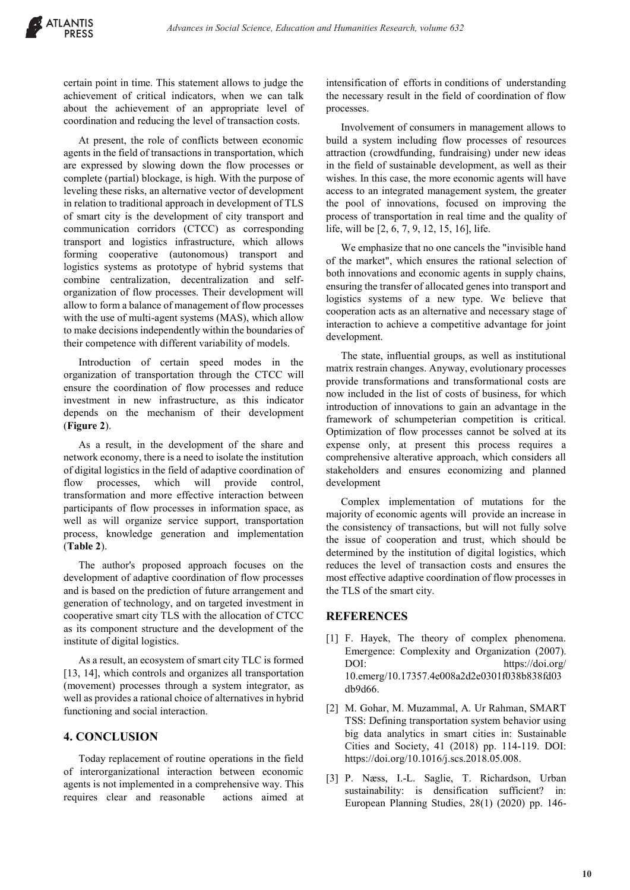certain point in time. This statement allows to judge the achievement of critical indicators, when we can talk about the achievement of an appropriate level of coordination and reducing the level of transaction costs.

At present, the role of conflicts between economic agents in the field of transactions in transportation, which are expressed by slowing down the flow processes or complete (partial) blockage, is high. With the purpose of leveling these risks, an alternative vector of development in relation to traditional approach in development of TLS of smart city is the development of city transport and communication corridors (CTCC) as corresponding transport and logistics infrastructure, which allows forming cooperative (autonomous) transport and logistics systems as prototype of hybrid systems that combine centralization, decentralization and self-organization of flow processes. Their development will allow to form a balance of management of flow processes with the use of multi-agent systems (MAS), which allow to make decisions independently within the boundaries of their competence with different variability of models.

Introduction of certain speed modes in the organization of transportation through the CTCC will ensure the coordination of flow processes and reduce investment in new infrastructure, as this indicator depends on the mechanism of their development (**Figure 2**).

As a result, in the development of the share and network economy, there is a need to isolate the institution of digital logistics in the field of adaptive coordination of flow processes, which will provide control, transformation and more effective interaction between participants of flow processes in information space, as well as will organize service support, transportation process, knowledge generation and implementation (**Table 2**).

The author's proposed approach focuses on the development of adaptive coordination of flow processes and is based on the prediction of future arrangement and generation of technology, and on targeted investment in cooperative smart city TLS with the allocation of CTCC as its component structure and the development of the institute of digital logistics.

As a result, an ecosystem of smart city TLC is formed [13, 14], which controls and organizes all transportation (movement) processes through a system integrator, as well as provides a rational choice of alternatives in hybrid functioning and social interaction.

## 4. CONCLUSION

Today replacement of routine operations in the field of interorganizational interaction between economic agents is not implemented in a comprehensive way. This requires clear and reasonable actions aimed at intensification of efforts in conditions of understanding the necessary result in the field of coordination of flow processes.

Involvement of consumers in management allows to build a system including flow processes of resources attraction (crowdfunding, fundraising) under new ideas in the field of sustainable development, as well as their wishes. In this case, the more economic agents will have access to an integrated management system, the greater the pool of innovations, focused on improving the process of transportation in real time and the quality of life, will be [2, 6, 7, 9, 12, 15, 16], life.

We emphasize that no one cancels the "invisible hand of the market", which ensures the rational selection of both innovations and economic agents in supply chains, ensuring the transfer of allocated genes into transport and logistics systems of a new type. We believe that cooperation acts as an alternative and necessary stage of interaction to achieve a competitive advantage for joint development.

The state, influential groups, as well as institutional matrix restrain changes. Anyway, evolutionary processes provide transformations and transformational costs are now included in the list of costs of business, for which introduction of innovations to gain an advantage in the framework of schumpeterian competition is critical. Optimization of flow processes cannot be solved at its expense only, at present this process requires a comprehensive alterative approach, which considers all stakeholders and ensures economizing and planned development

Complex implementation of mutations for the majority of economic agents will provide an increase in the consistency of transactions, but will not fully solve the issue of cooperation and trust, which should be determined by the institution of digital logistics, which reduces the level of transaction costs and ensures the most effective adaptive coordination of flow processes in the TLS of the smart city.

## REFERENCES

[1] F. Hayek, The theory of complex phenomena. Emergence: Complexity and Organization (2007). DOI: https://doi.org/10.emerg/10.17357.4e008a2d2e0301f038b838fd03db9d66.

[2] M. Gohar, M. Muzammal, A. Ur Rahman, SMART TSS: Defining transportation system behavior using big data analytics in smart cities in: Sustainable Cities and Society, 41 (2018) pp. 114-119. DOI: https://doi.org/10.1016/j.scs.2018.05.008.

[3] P. Næss, I.-L. Saglie, T. Richardson, Urban sustainability: is densification sufficient? in: European Planning Studies, 28(1) (2020) pp. 146-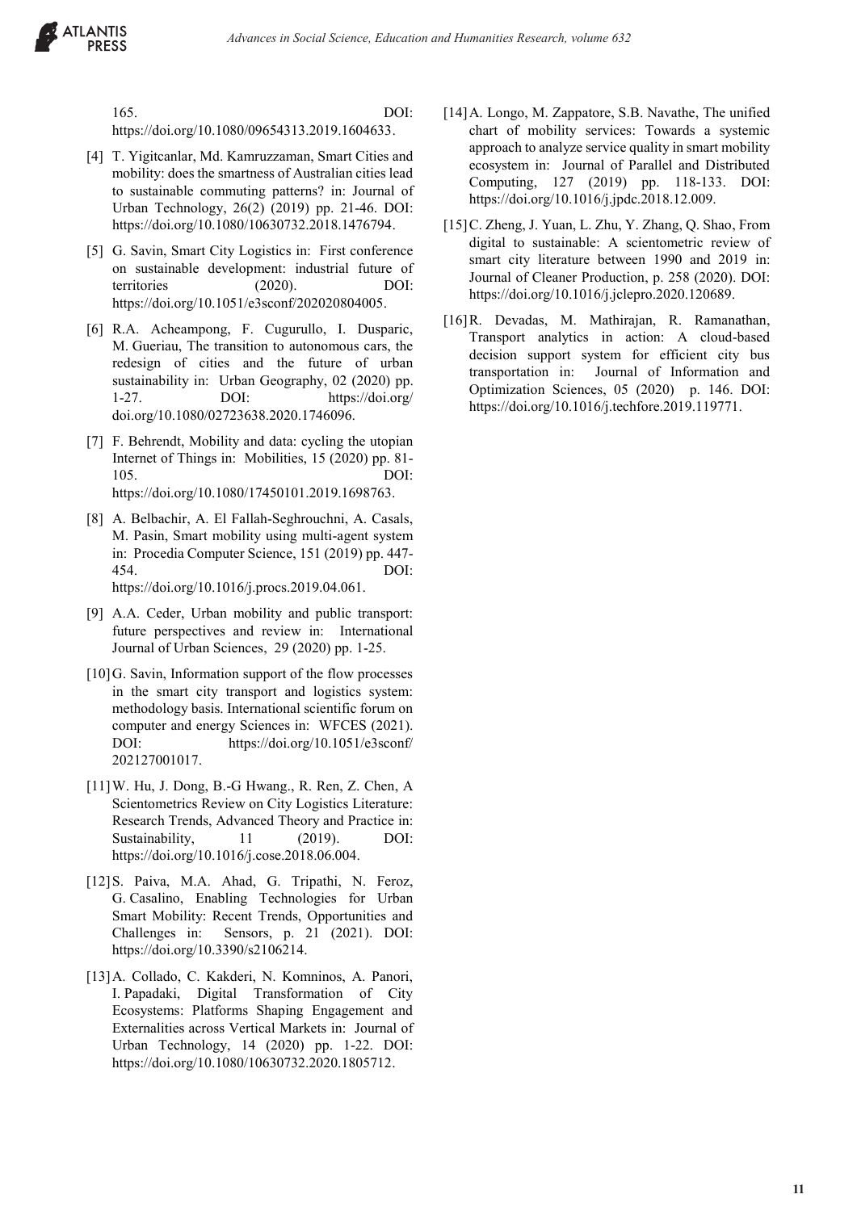165. DOI: https://doi.org/10.1080/09654313.2019.1604633.

[4] T. Yigitcanlar, Md. Kamruzzaman, Smart Cities and mobility: does the smartness of Australian cities lead to sustainable commuting patterns? in: Journal of Urban Technology, 26(2) (2019) pp. 21-46. DOI: https://doi.org/10.1080/10630732.2018.1476794.

[5] G. Savin, Smart City Logistics in: First conference on sustainable development: industrial future of territories (2020). DOI: https://doi.org/10.1051/e3sconf/202020804005.

[6] R.A. Acheampong, F. Cugurullo, I. Dusparic, M. Gueriau, The transition to autonomous cars, the redesign of cities and the future of urban sustainability in: Urban Geography, 02 (2020) pp. 1-27. DOI: https://doi.org/doi.org/10.1080/02723638.2020.1746096.

[7] F. Behrendt, Mobility and data: cycling the utopian Internet of Things in: Mobilities, 15 (2020) pp. 81-105. DOI: https://doi.org/10.1080/17450101.2019.1698763.

[8] A. Belbachir, A. El Fallah-Seghrouchni, A. Casals, M. Pasin, Smart mobility using multi-agent system in: Procedia Computer Science, 151 (2019) pp. 447-454. DOI: https://doi.org/10.1016/j.procs.2019.04.061.

[9] A.A. Ceder, Urban mobility and public transport: future perspectives and review in: International Journal of Urban Sciences, 29 (2020) pp. 1-25.

[10] G. Savin, Information support of the flow processes in the smart city transport and logistics system: methodology basis. International scientific forum on computer and energy Sciences in: WFCES (2021). DOI: https://doi.org/10.1051/e3sconf/202127001017.

[11] W. Hu, J. Dong, B.-G Hwang., R. Ren, Z. Chen, A Scientometrics Review on City Logistics Literature: Research Trends, Advanced Theory and Practice in: Sustainability, 11 (2019). DOI: https://doi.org/10.1016/j.cose.2018.06.004.

[12] S. Paiva, M.A. Ahad, G. Tripathi, N. Feroz, G. Casalino, Enabling Technologies for Urban Smart Mobility: Recent Trends, Opportunities and Challenges in: Sensors, p. 21 (2021). DOI: https://doi.org/10.3390/s2106214.

[13] A. Collado, C. Kakderi, N. Komninos, A. Panori, I. Papadaki, Digital Transformation of City Ecosystems: Platforms Shaping Engagement and Externalities across Vertical Markets in: Journal of Urban Technology, 14 (2020) pp. 1-22. DOI: https://doi.org/10.1080/10630732.2020.1805712.

[14] A. Longo, M. Zappatore, S.B. Navathe, The unified chart of mobility services: Towards a systemic approach to analyze service quality in smart mobility ecosystem in: Journal of Parallel and Distributed Computing, 127 (2019) pp. 118-133. DOI: https://doi.org/10.1016/j.jpdc.2018.12.009.

[15] C. Zheng, J. Yuan, L. Zhu, Y. Zhang, Q. Shao, From digital to sustainable: A scientometric review of smart city literature between 1990 and 2019 in: Journal of Cleaner Production, p. 258 (2020). DOI: https://doi.org/10.1016/j.jclepro.2020.120689.

[16] R. Devadas, M. Mathirajan, R. Ramanathan, Transport analytics in action: A cloud-based decision support system for efficient city bus transportation in: Journal of Information and Optimization Sciences, 05 (2020) p. 146. DOI: https://doi.org/10.1016/j.techfore.2019.119771.